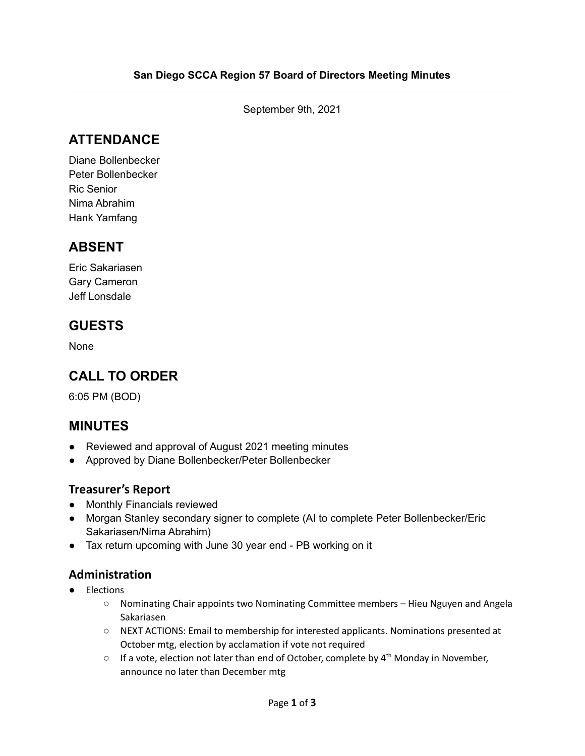**San Diego SCCA Region 57 Board of Directors Meeting Minutes**

---

September 9th, 2021

# ATTENDANCE

Diane Bollenbecker
Peter Bollenbecker
Ric Senior
Nima Abrahim
Hank Yamfang

# ABSENT

Eric Sakariasen
Gary Cameron
Jeff Lonsdale

# GUESTS

None

# CALL TO ORDER

6:05 PM (BOD)

# MINUTES

- Reviewed and approval of August 2021 meeting minutes
- Approved by Diane Bollenbecker/Peter Bollenbecker

## Treasurer's Report

- Monthly Financials reviewed
- Morgan Stanley secondary signer to complete (AI to complete Peter Bollenbecker/Eric Sakariasen/Nima Abrahim)
- Tax return upcoming with June 30 year end - PB working on it

## Administration

- Elections
    - Nominating Chair appoints two Nominating Committee members – Hieu Nguyen and Angela Sakariasen
    - NEXT ACTIONS: Email to membership for interested applicants. Nominations presented at October mtg, election by acclamation if vote not required
    - If a vote, election not later than end of October, complete by 4th Monday in November, announce no later than December mtg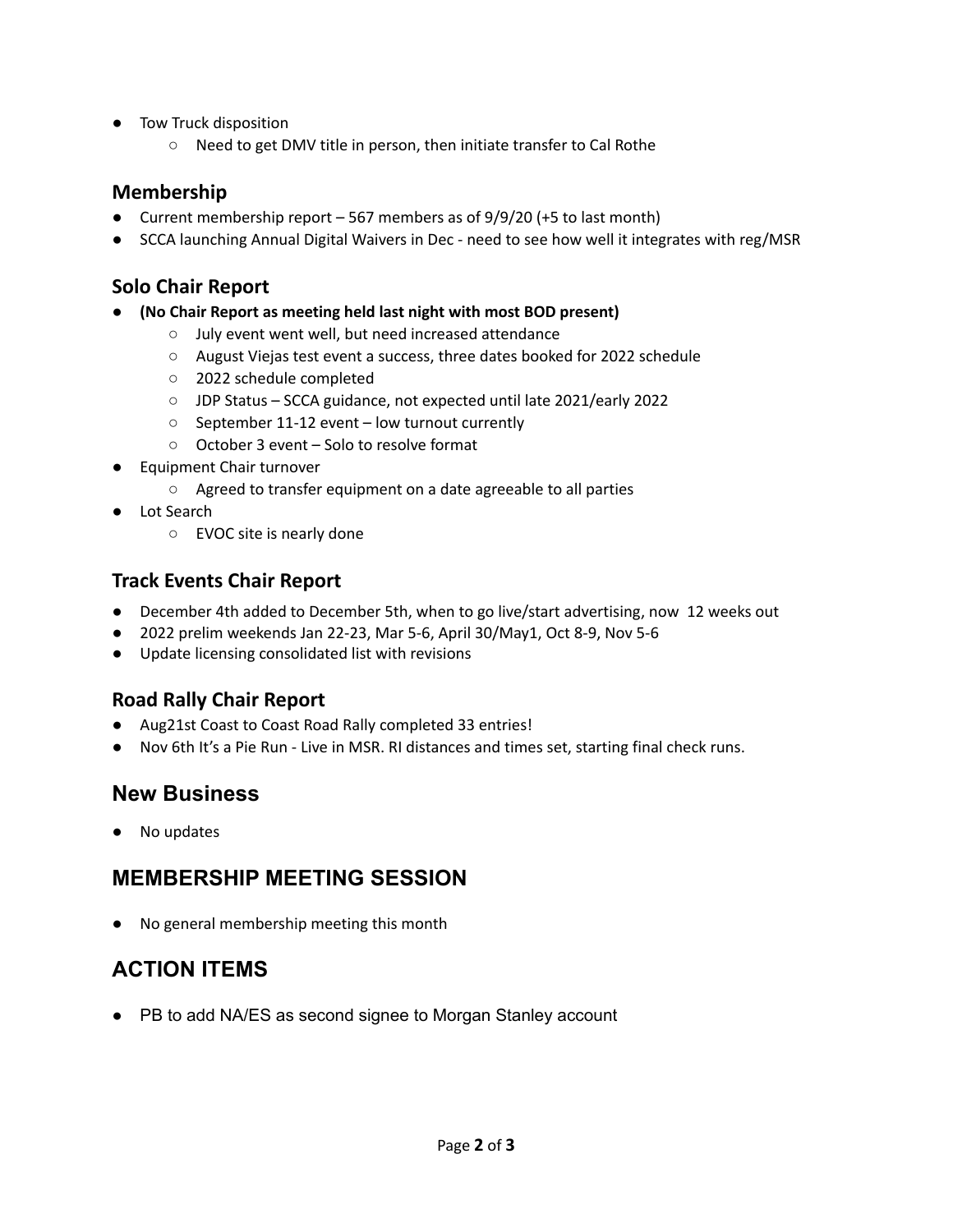- Tow Truck disposition
    - Need to get DMV title in person, then initiate transfer to Cal Rothe

### Membership

- Current membership report – 567 members as of 9/9/20 (+5 to last month)
- SCCA launching Annual Digital Waivers in Dec - need to see how well it integrates with reg/MSR

### Solo Chair Report

- **(No Chair Report as meeting held last night with most BOD present)**
    - July event went well, but need increased attendance
    - August Viejas test event a success, three dates booked for 2022 schedule
    - 2022 schedule completed
    - JDP Status – SCCA guidance, not expected until late 2021/early 2022
    - September 11-12 event – low turnout currently
    - October 3 event – Solo to resolve format
- Equipment Chair turnover
    - Agreed to transfer equipment on a date agreeable to all parties
- Lot Search
    - EVOC site is nearly done

### Track Events Chair Report

- December 4th added to December 5th, when to go live/start advertising, now 12 weeks out
- 2022 prelim weekends Jan 22-23, Mar 5-6, April 30/May1, Oct 8-9, Nov 5-6
- Update licensing consolidated list with revisions

### Road Rally Chair Report

- Aug21st Coast to Coast Road Rally completed 33 entries!
- Nov 6th It's a Pie Run - Live in MSR. RI distances and times set, starting final check runs.

## New Business

- No updates

## MEMBERSHIP MEETING SESSION

- No general membership meeting this month

## ACTION ITEMS

- PB to add NA/ES as second signee to Morgan Stanley account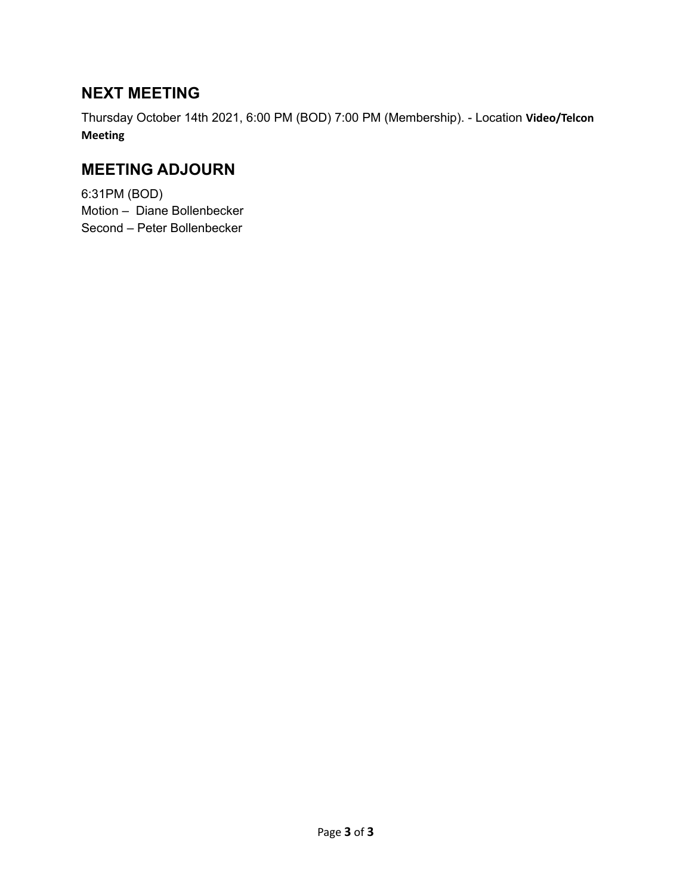## NEXT MEETING

Thursday October 14th 2021, 6:00 PM (BOD) 7:00 PM (Membership). - Location **Video/Telcon Meeting**

## MEETING ADJOURN

6:31PM (BOD)
Motion – Diane Bollenbecker
Second – Peter Bollenbecker